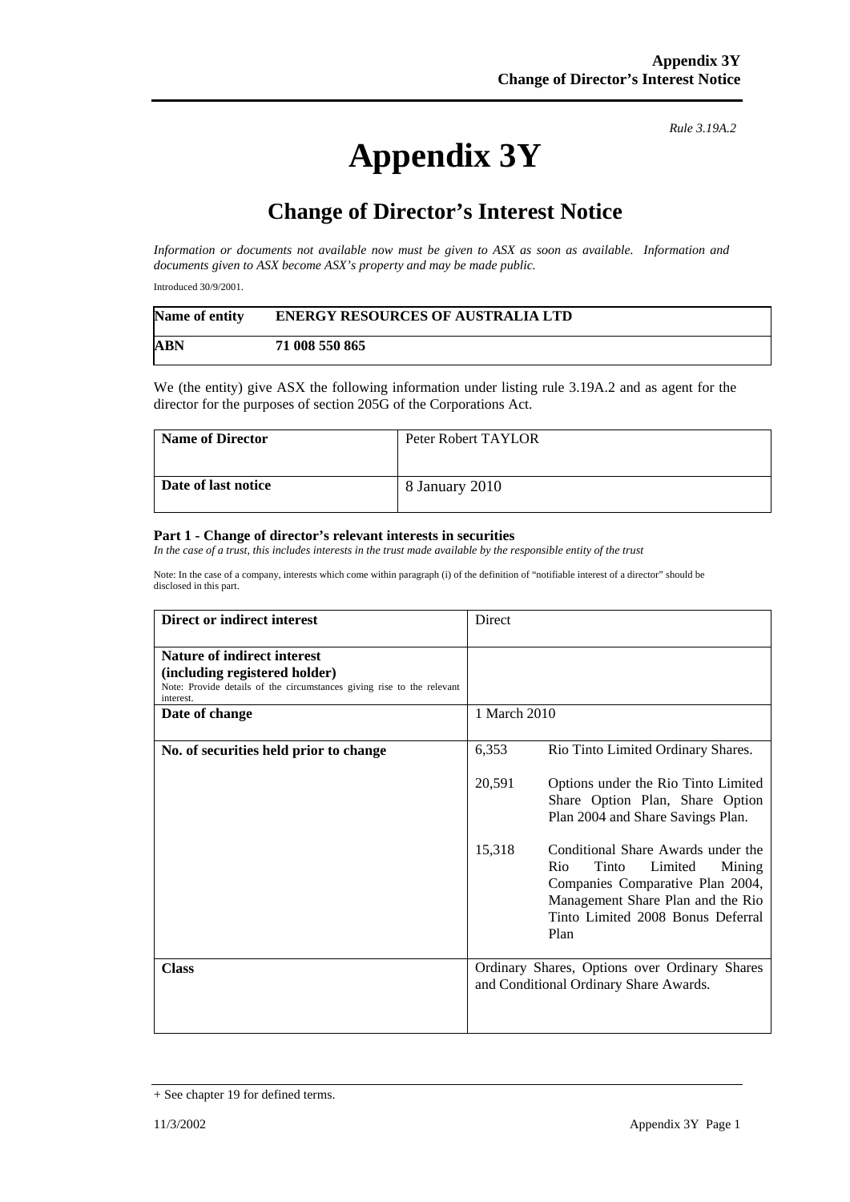*Rule 3.19A.2*

# Appendix 3Y

## Change of Director's Interest Notice

*Information or documents not available now must be given to ASX as soon as available. Information and documents given to ASX become ASX's property and may be made public.*

Introduced 30/9/2001.

| **Name of entity** | **ENERGY RESOURCES OF AUSTRALIA LTD** |
|---|---|
| **ABN** | **71 008 550 865** |

We (the entity) give ASX the following information under listing rule 3.19A.2 and as agent for the director for the purposes of section 205G of the Corporations Act.

| **Name of Director** | Peter Robert TAYLOR |
|---|---|
| **Date of last notice** | 8 January 2010 |

**Part 1 - Change of director's relevant interests in securities**

*In the case of a trust, this includes interests in the trust made available by the responsible entity of the trust*

Note: In the case of a company, interests which come within paragraph (i) of the definition of "notifiable interest of a director" should be disclosed in this part.

| **Direct or indirect interest** | Direct |
|---|---|
| **Nature of indirect interest (including registered holder)** Note: Provide details of the circumstances giving rise to the relevant interest. | |
| **Date of change** | 1 March 2010 |
| **No. of securities held prior to change** | 6,353 Rio Tinto Limited Ordinary Shares.<br><br>20,591 Options under the Rio Tinto Limited Share Option Plan, Share Option Plan 2004 and Share Savings Plan.<br><br>15,318 Conditional Share Awards under the Rio Tinto Limited Mining Companies Comparative Plan 2004, Management Share Plan and the Rio Tinto Limited 2008 Bonus Deferral Plan |
| **Class** | Ordinary Shares, Options over Ordinary Shares and Conditional Ordinary Share Awards. |

+ See chapter 19 for defined terms.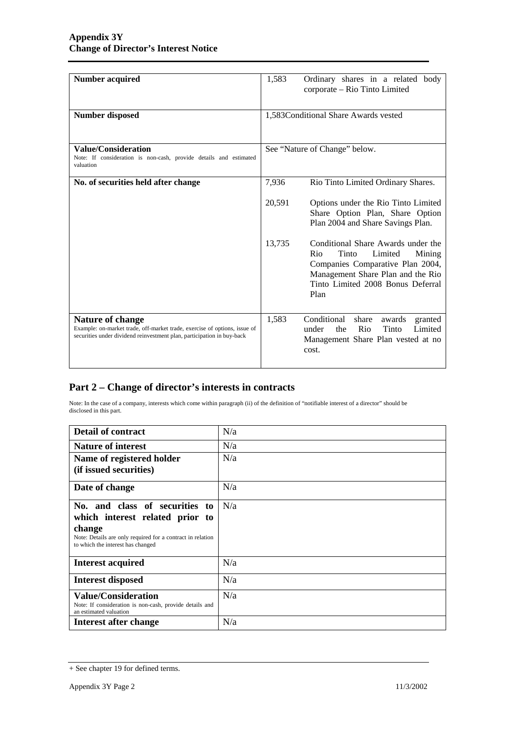| | |
|---|---|
| **Number acquired** | 1,583 Ordinary shares in a related body corporate – Rio Tinto Limited |
| **Number disposed** | 1,583Conditional Share Awards vested |
| **Value/Consideration**<br>Note: If consideration is non-cash, provide details and estimated valuation | See "Nature of Change" below. |
| **No. of securities held after change** | 7,936 Rio Tinto Limited Ordinary Shares.<br><br>20,591 Options under the Rio Tinto Limited Share Option Plan, Share Option Plan 2004 and Share Savings Plan.<br><br>13,735 Conditional Share Awards under the Rio Tinto Limited Mining Companies Comparative Plan 2004, Management Share Plan and the Rio Tinto Limited 2008 Bonus Deferral Plan |
| **Nature of change**<br>Example: on-market trade, off-market trade, exercise of options, issue of securities under dividend reinvestment plan, participation in buy-back | 1,583 Conditional share awards granted under the Rio Tinto Limited Management Share Plan vested at no cost. |

## Part 2 – Change of director's interests in contracts

Note: In the case of a company, interests which come within paragraph (ii) of the definition of "notifiable interest of a director" should be disclosed in this part.

| | |
|---|---|
| **Detail of contract** | N/a |
| **Nature of interest** | N/a |
| **Name of registered holder (if issued securities)** | N/a |
| **Date of change** | N/a |
| **No. and class of securities to which interest related prior to change**<br>Note: Details are only required for a contract in relation to which the interest has changed | N/a |
| **Interest acquired** | N/a |
| **Interest disposed** | N/a |
| **Value/Consideration**<br>Note: If consideration is non-cash, provide details and an estimated valuation | N/a |
| **Interest after change** | N/a |

+ See chapter 19 for defined terms.